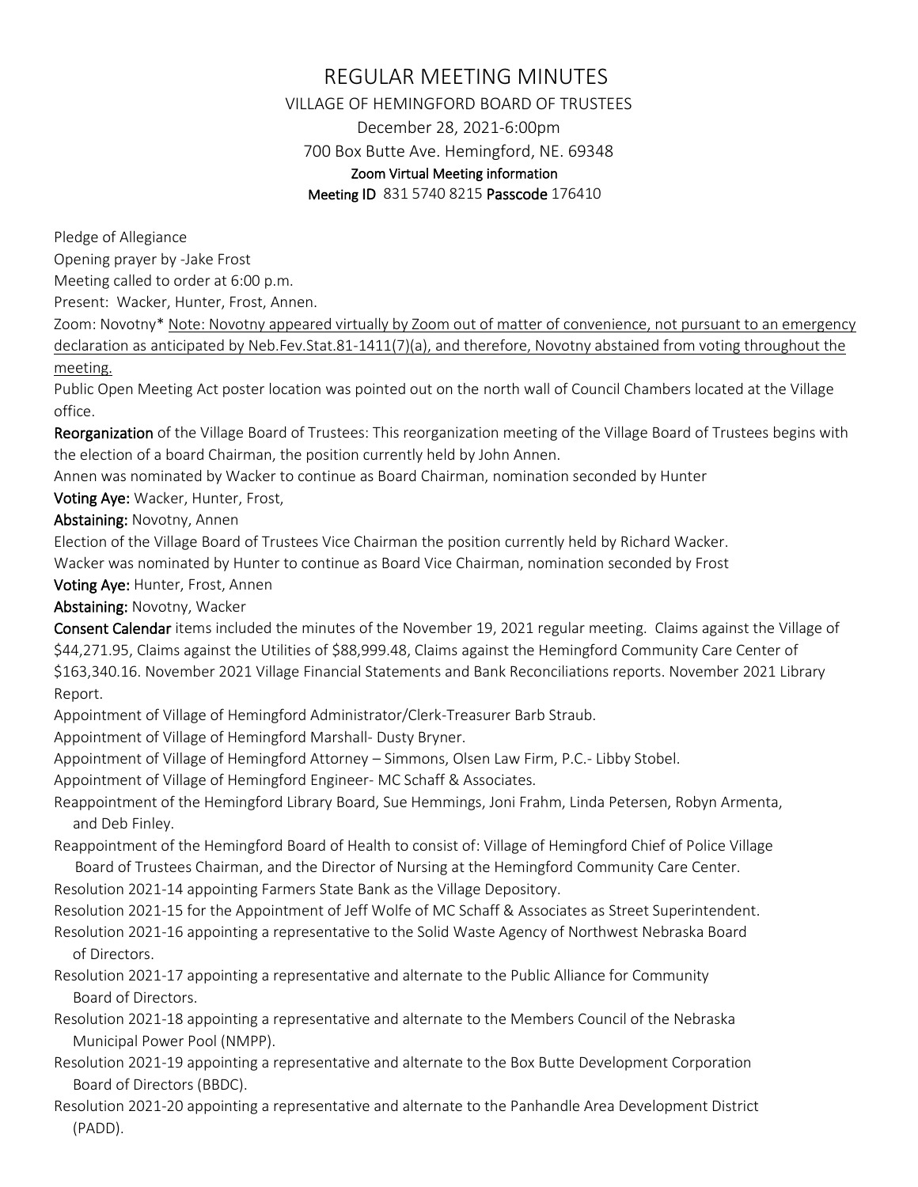# REGULAR MEETING MINUTES

VILLAGE OF HEMINGFORD BOARD OF TRUSTEES

December 28, 2021-6:00pm

700 Box Butte Ave. Hemingford, NE. 69348

**Zoom Virtual Meeting information**

**Meeting ID** 831 5740 8215 **Passcode** 176410

Pledge of Allegiance

Opening prayer by -Jake Frost

Meeting called to order at 6:00 p.m.

Present: Wacker, Hunter, Frost, Annen.

Zoom: Novotny* Note: Novotny appeared virtually by Zoom out of matter of convenience, not pursuant to an emergency declaration as anticipated by Neb.Fev.Stat.81-1411(7)(a), and therefore, Novotny abstained from voting throughout the meeting.

Public Open Meeting Act poster location was pointed out on the north wall of Council Chambers located at the Village office.

**Reorganization** of the Village Board of Trustees: This reorganization meeting of the Village Board of Trustees begins with the election of a board Chairman, the position currently held by John Annen.

Annen was nominated by Wacker to continue as Board Chairman, nomination seconded by Hunter

**Voting Aye:** Wacker, Hunter, Frost,

**Abstaining:** Novotny, Annen

Election of the Village Board of Trustees Vice Chairman the position currently held by Richard Wacker.

Wacker was nominated by Hunter to continue as Board Vice Chairman, nomination seconded by Frost

**Voting Aye:** Hunter, Frost, Annen

**Abstaining:** Novotny, Wacker

**Consent Calendar** items included the minutes of the November 19, 2021 regular meeting. Claims against the Village of $44,271.95, Claims against the Utilities of $88,999.48, Claims against the Hemingford Community Care Center of $163,340.16. November 2021 Village Financial Statements and Bank Reconciliations reports. November 2021 Library Report.

Appointment of Village of Hemingford Administrator/Clerk-Treasurer Barb Straub.

Appointment of Village of Hemingford Marshall- Dusty Bryner.

Appointment of Village of Hemingford Attorney – Simmons, Olsen Law Firm, P.C.- Libby Stobel.

Appointment of Village of Hemingford Engineer- MC Schaff & Associates.

Reappointment of the Hemingford Library Board, Sue Hemmings, Joni Frahm, Linda Petersen, Robyn Armenta, and Deb Finley.

Reappointment of the Hemingford Board of Health to consist of: Village of Hemingford Chief of Police Village Board of Trustees Chairman, and the Director of Nursing at the Hemingford Community Care Center.

Resolution 2021-14 appointing Farmers State Bank as the Village Depository.

Resolution 2021-15 for the Appointment of Jeff Wolfe of MC Schaff & Associates as Street Superintendent.

Resolution 2021-16 appointing a representative to the Solid Waste Agency of Northwest Nebraska Board of Directors.

Resolution 2021-17 appointing a representative and alternate to the Public Alliance for Community Board of Directors.

Resolution 2021-18 appointing a representative and alternate to the Members Council of the Nebraska Municipal Power Pool (NMPP).

Resolution 2021-19 appointing a representative and alternate to the Box Butte Development Corporation Board of Directors (BBDC).

Resolution 2021-20 appointing a representative and alternate to the Panhandle Area Development District (PADD).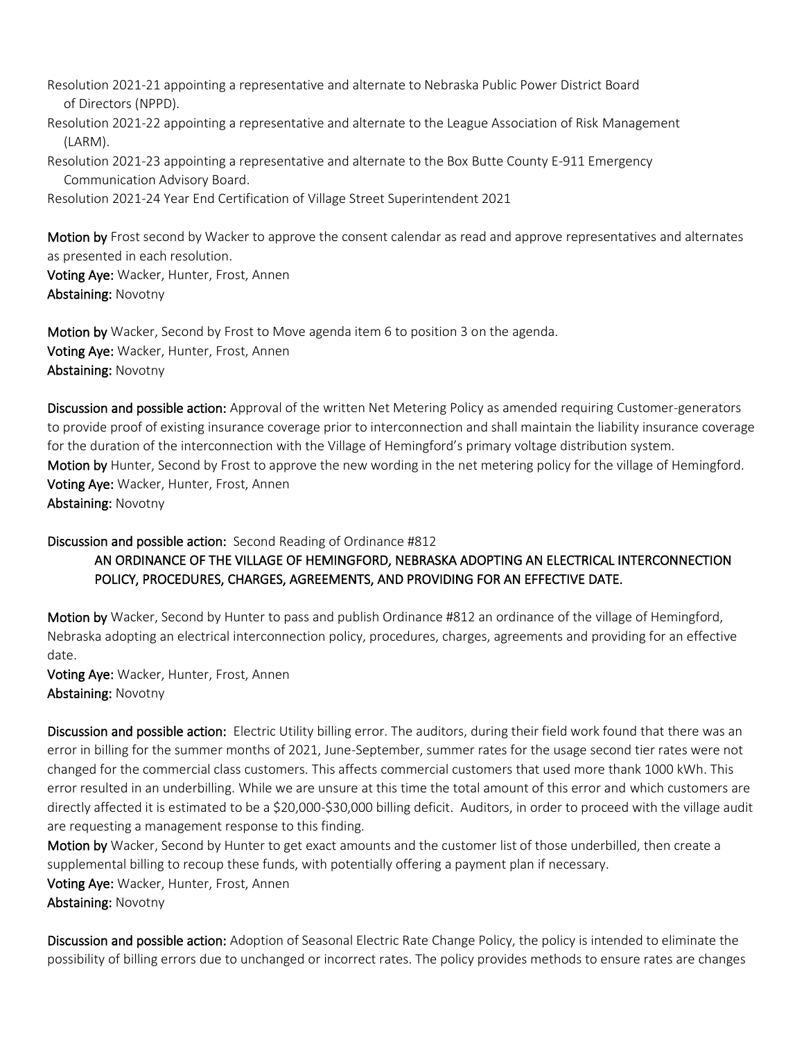Resolution 2021-21 appointing a representative and alternate to Nebraska Public Power District Board of Directors (NPPD).

Resolution 2021-22 appointing a representative and alternate to the League Association of Risk Management (LARM).

Resolution 2021-23 appointing a representative and alternate to the Box Butte County E-911 Emergency Communication Advisory Board.

Resolution 2021-24 Year End Certification of Village Street Superintendent 2021

**Motion by** Frost second by Wacker to approve the consent calendar as read and approve representatives and alternates as presented in each resolution.
**Voting Aye:** Wacker, Hunter, Frost, Annen
**Abstaining:** Novotny

**Motion by** Wacker, Second by Frost to Move agenda item 6 to position 3 on the agenda.
**Voting Aye:** Wacker, Hunter, Frost, Annen
**Abstaining:** Novotny

**Discussion and possible action:** Approval of the written Net Metering Policy as amended requiring Customer-generators to provide proof of existing insurance coverage prior to interconnection and shall maintain the liability insurance coverage for the duration of the interconnection with the Village of Hemingford's primary voltage distribution system.
**Motion by** Hunter, Second by Frost to approve the new wording in the net metering policy for the village of Hemingford.
**Voting Aye:** Wacker, Hunter, Frost, Annen
**Abstaining:** Novotny

**Discussion and possible action:** Second Reading of Ordinance #812

AN ORDINANCE OF THE VILLAGE OF HEMINGFORD, NEBRASKA ADOPTING AN ELECTRICAL INTERCONNECTION POLICY, PROCEDURES, CHARGES, AGREEMENTS, AND PROVIDING FOR AN EFFECTIVE DATE.

**Motion by** Wacker, Second by Hunter to pass and publish Ordinance #812 an ordinance of the village of Hemingford, Nebraska adopting an electrical interconnection policy, procedures, charges, agreements and providing for an effective date.
**Voting Aye:** Wacker, Hunter, Frost, Annen
**Abstaining:** Novotny

**Discussion and possible action:** Electric Utility billing error. The auditors, during their field work found that there was an error in billing for the summer months of 2021, June-September, summer rates for the usage second tier rates were not changed for the commercial class customers. This affects commercial customers that used more thank 1000 kWh. This error resulted in an underbilling. While we are unsure at this time the total amount of this error and which customers are directly affected it is estimated to be a $20,000-$30,000 billing deficit. Auditors, in order to proceed with the village audit are requesting a management response to this finding.
**Motion by** Wacker, Second by Hunter to get exact amounts and the customer list of those underbilled, then create a supplemental billing to recoup these funds, with potentially offering a payment plan if necessary.
**Voting Aye:** Wacker, Hunter, Frost, Annen
**Abstaining:** Novotny

**Discussion and possible action:** Adoption of Seasonal Electric Rate Change Policy, the policy is intended to eliminate the possibility of billing errors due to unchanged or incorrect rates. The policy provides methods to ensure rates are changes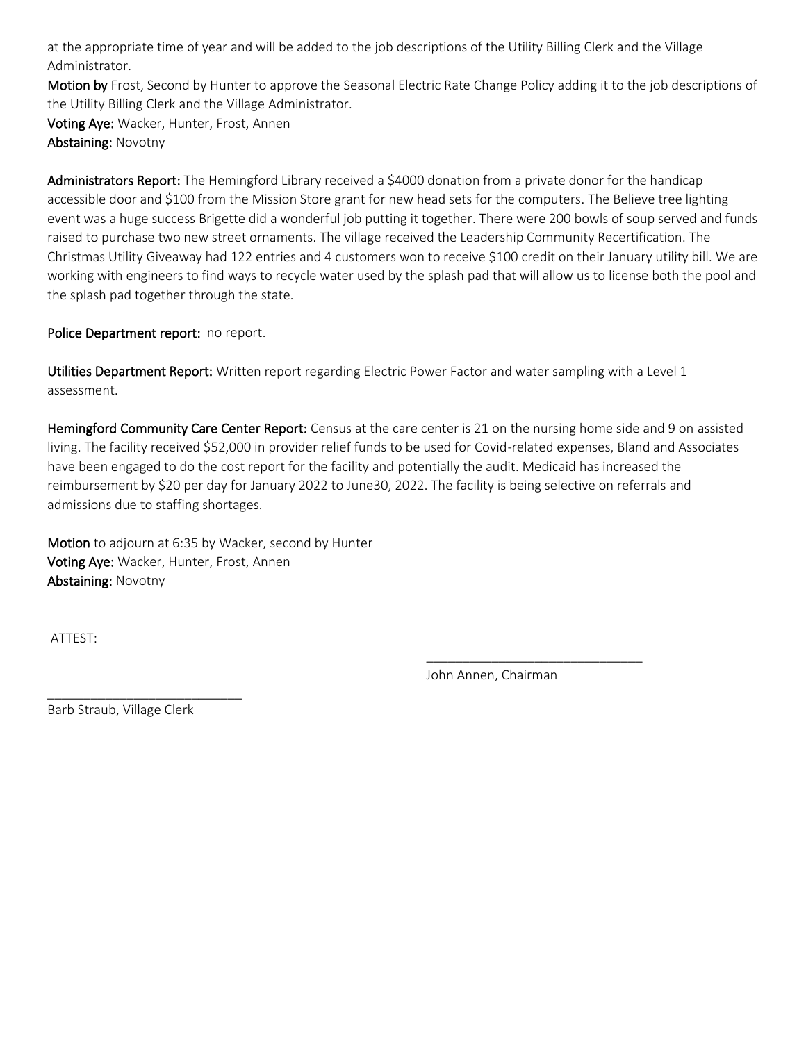at the appropriate time of year and will be added to the job descriptions of the Utility Billing Clerk and the Village Administrator.

**Motion by** Frost, Second by Hunter to approve the Seasonal Electric Rate Change Policy adding it to the job descriptions of the Utility Billing Clerk and the Village Administrator.
**Voting Aye:** Wacker, Hunter, Frost, Annen
**Abstaining:** Novotny

**Administrators Report:** The Hemingford Library received a $4000 donation from a private donor for the handicap accessible door and $100 from the Mission Store grant for new head sets for the computers. The Believe tree lighting event was a huge success Brigette did a wonderful job putting it together. There were 200 bowls of soup served and funds raised to purchase two new street ornaments. The village received the Leadership Community Recertification. The Christmas Utility Giveaway had 122 entries and 4 customers won to receive $100 credit on their January utility bill. We are working with engineers to find ways to recycle water used by the splash pad that will allow us to license both the pool and the splash pad together through the state.

**Police Department report:** no report.

**Utilities Department Report:** Written report regarding Electric Power Factor and water sampling with a Level 1 assessment.

**Hemingford Community Care Center Report:** Census at the care center is 21 on the nursing home side and 9 on assisted living. The facility received $52,000 in provider relief funds to be used for Covid-related expenses, Bland and Associates have been engaged to do the cost report for the facility and potentially the audit. Medicaid has increased the reimbursement by $20 per day for January 2022 to June30, 2022. The facility is being selective on referrals and admissions due to staffing shortages.

**Motion** to adjourn at 6:35 by Wacker, second by Hunter
**Voting Aye:** Wacker, Hunter, Frost, Annen
**Abstaining:** Novotny

ATTEST:

______________________________
John Annen, Chairman

___________________________
Barb Straub, Village Clerk